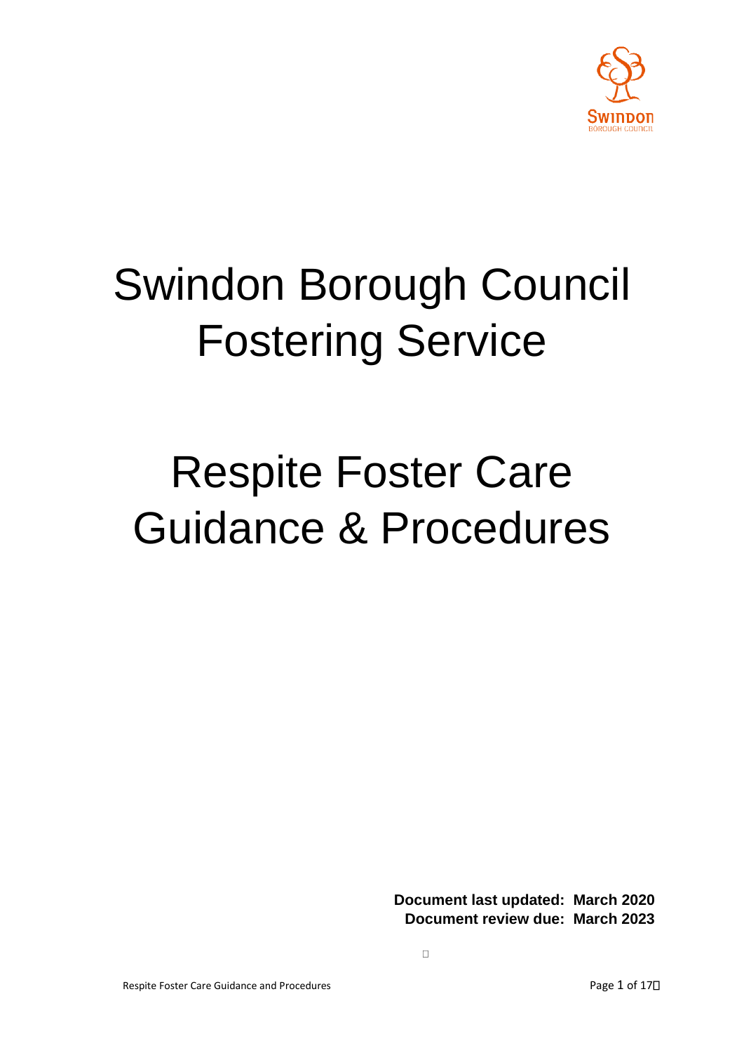# Swindon Borough Council Fostering Service

# Respite Foster Care Guidance & Procedures

**Document last updated: March 2020**
**Document review due: March 2023**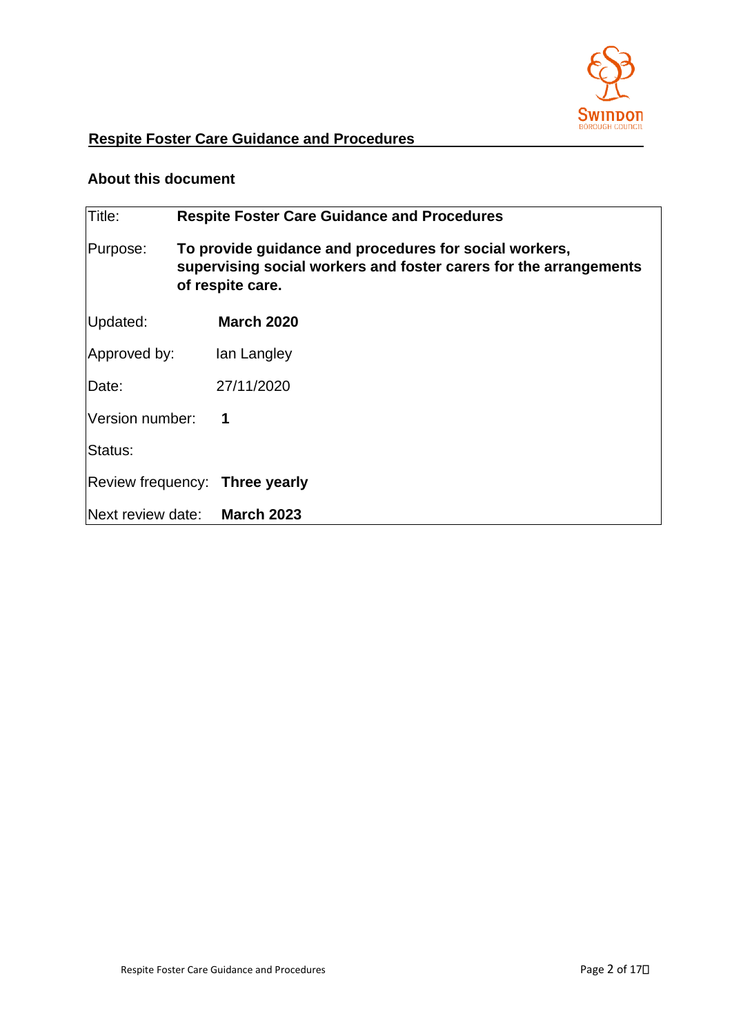## Respite Foster Care Guidance and Procedures

### About this document

| | |
|---|---|
| Title: | **Respite Foster Care Guidance and Procedures** |
| Purpose: | **To provide guidance and procedures for social workers, supervising social workers and foster carers for the arrangements of respite care.** |
| Updated: | **March 2020** |
| Approved by: | Ian Langley |
| Date: | 27/11/2020 |
| Version number: | **1** |
| Status: | |
| Review frequency: | **Three yearly** |
| Next review date: | **March 2023** |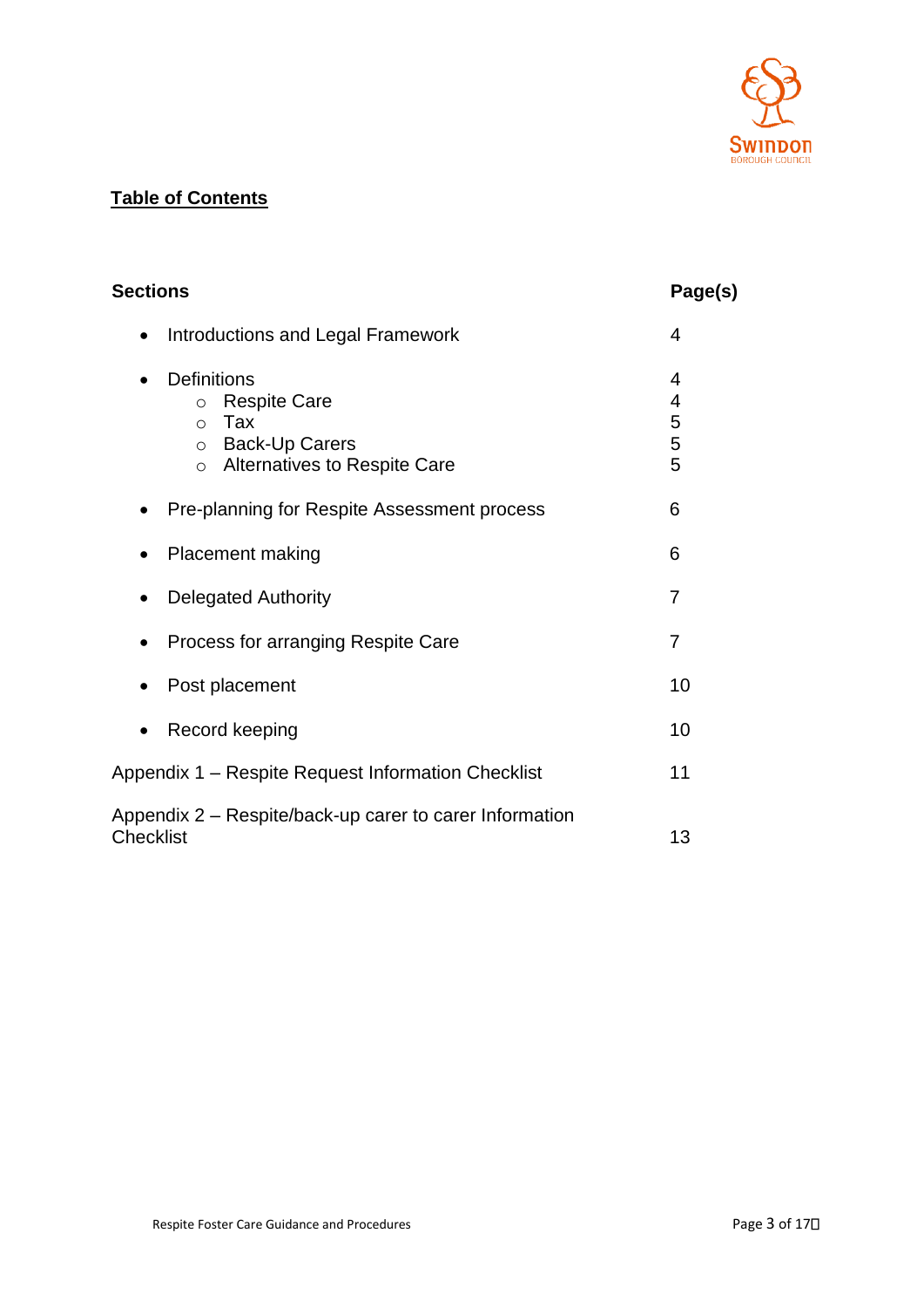## Table of Contents

| Sections | Page(s) |
|---|---|
| • Introductions and Legal Framework | 4 |
| • Definitions | 4 |
| ○ Respite Care | 4 |
| ○ Tax | 5 |
| ○ Back-Up Carers | 5 |
| ○ Alternatives to Respite Care | 5 |
| • Pre-planning for Respite Assessment process | 6 |
| • Placement making | 6 |
| • Delegated Authority | 7 |
| • Process for arranging Respite Care | 7 |
| • Post placement | 10 |
| • Record keeping | 10 |
| Appendix 1 – Respite Request Information Checklist | 11 |
| Appendix 2 – Respite/back-up carer to carer Information Checklist | 13 |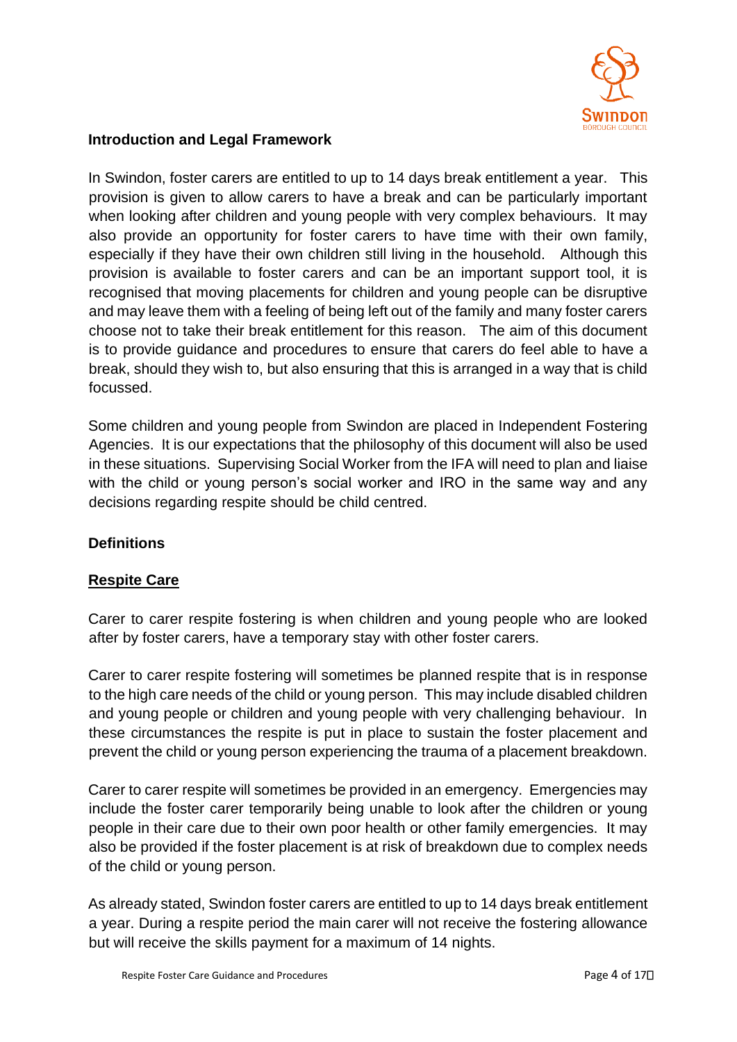**Introduction and Legal Framework**

In Swindon, foster carers are entitled to up to 14 days break entitlement a year. This provision is given to allow carers to have a break and can be particularly important when looking after children and young people with very complex behaviours. It may also provide an opportunity for foster carers to have time with their own family, especially if they have their own children still living in the household. Although this provision is available to foster carers and can be an important support tool, it is recognised that moving placements for children and young people can be disruptive and may leave them with a feeling of being left out of the family and many foster carers choose not to take their break entitlement for this reason. The aim of this document is to provide guidance and procedures to ensure that carers do feel able to have a break, should they wish to, but also ensuring that this is arranged in a way that is child focussed.

Some children and young people from Swindon are placed in Independent Fostering Agencies. It is our expectations that the philosophy of this document will also be used in these situations. Supervising Social Worker from the IFA will need to plan and liaise with the child or young person's social worker and IRO in the same way and any decisions regarding respite should be child centred.

**Definitions**

**Respite Care**

Carer to carer respite fostering is when children and young people who are looked after by foster carers, have a temporary stay with other foster carers.

Carer to carer respite fostering will sometimes be planned respite that is in response to the high care needs of the child or young person. This may include disabled children and young people or children and young people with very challenging behaviour. In these circumstances the respite is put in place to sustain the foster placement and prevent the child or young person experiencing the trauma of a placement breakdown.

Carer to carer respite will sometimes be provided in an emergency. Emergencies may include the foster carer temporarily being unable to look after the children or young people in their care due to their own poor health or other family emergencies. It may also be provided if the foster placement is at risk of breakdown due to complex needs of the child or young person.

As already stated, Swindon foster carers are entitled to up to 14 days break entitlement a year. During a respite period the main carer will not receive the fostering allowance but will receive the skills payment for a maximum of 14 nights.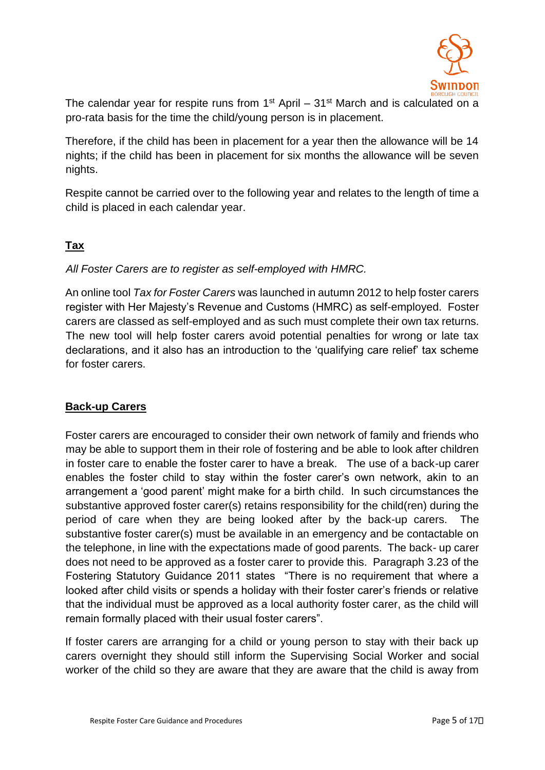The calendar year for respite runs from 1st April – 31st March and is calculated on a pro-rata basis for the time the child/young person is in placement.

Therefore, if the child has been in placement for a year then the allowance will be 14 nights; if the child has been in placement for six months the allowance will be seven nights.

Respite cannot be carried over to the following year and relates to the length of time a child is placed in each calendar year.

## Tax

*All Foster Carers are to register as self-employed with HMRC.*

An online tool *Tax for Foster Carers* was launched in autumn 2012 to help foster carers register with Her Majesty's Revenue and Customs (HMRC) as self-employed. Foster carers are classed as self-employed and as such must complete their own tax returns. The new tool will help foster carers avoid potential penalties for wrong or late tax declarations, and it also has an introduction to the 'qualifying care relief' tax scheme for foster carers.

## Back-up Carers

Foster carers are encouraged to consider their own network of family and friends who may be able to support them in their role of fostering and be able to look after children in foster care to enable the foster carer to have a break. The use of a back-up carer enables the foster child to stay within the foster carer's own network, akin to an arrangement a 'good parent' might make for a birth child. In such circumstances the substantive approved foster carer(s) retains responsibility for the child(ren) during the period of care when they are being looked after by the back-up carers. The substantive foster carer(s) must be available in an emergency and be contactable on the telephone, in line with the expectations made of good parents. The back- up carer does not need to be approved as a foster carer to provide this. Paragraph 3.23 of the Fostering Statutory Guidance 2011 states "There is no requirement that where a looked after child visits or spends a holiday with their foster carer's friends or relative that the individual must be approved as a local authority foster carer, as the child will remain formally placed with their usual foster carers".

If foster carers are arranging for a child or young person to stay with their back up carers overnight they should still inform the Supervising Social Worker and social worker of the child so they are aware that they are aware that the child is away from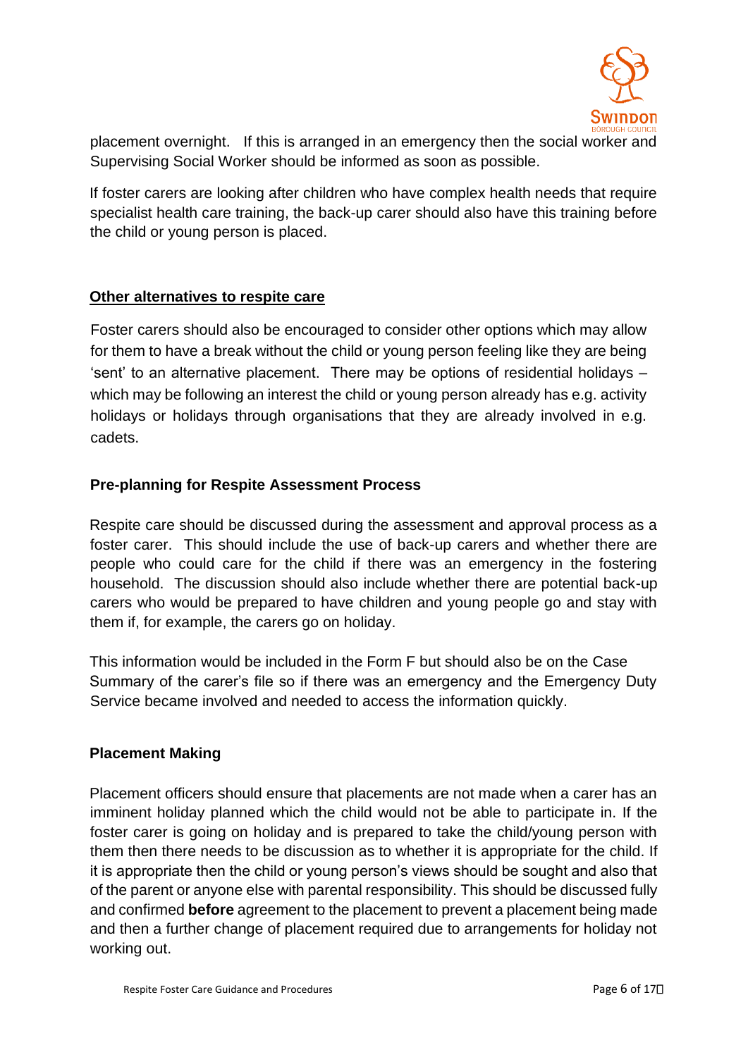placement overnight. If this is arranged in an emergency then the social worker and Supervising Social Worker should be informed as soon as possible.

If foster carers are looking after children who have complex health needs that require specialist health care training, the back-up carer should also have this training before the child or young person is placed.

## Other alternatives to respite care

Foster carers should also be encouraged to consider other options which may allow for them to have a break without the child or young person feeling like they are being 'sent' to an alternative placement. There may be options of residential holidays – which may be following an interest the child or young person already has e.g. activity holidays or holidays through organisations that they are already involved in e.g. cadets.

## Pre-planning for Respite Assessment Process

Respite care should be discussed during the assessment and approval process as a foster carer. This should include the use of back-up carers and whether there are people who could care for the child if there was an emergency in the fostering household. The discussion should also include whether there are potential back-up carers who would be prepared to have children and young people go and stay with them if, for example, the carers go on holiday.

This information would be included in the Form F but should also be on the Case Summary of the carer's file so if there was an emergency and the Emergency Duty Service became involved and needed to access the information quickly.

## Placement Making

Placement officers should ensure that placements are not made when a carer has an imminent holiday planned which the child would not be able to participate in. If the foster carer is going on holiday and is prepared to take the child/young person with them then there needs to be discussion as to whether it is appropriate for the child. If it is appropriate then the child or young person's views should be sought and also that of the parent or anyone else with parental responsibility. This should be discussed fully and confirmed **before** agreement to the placement to prevent a placement being made and then a further change of placement required due to arrangements for holiday not working out.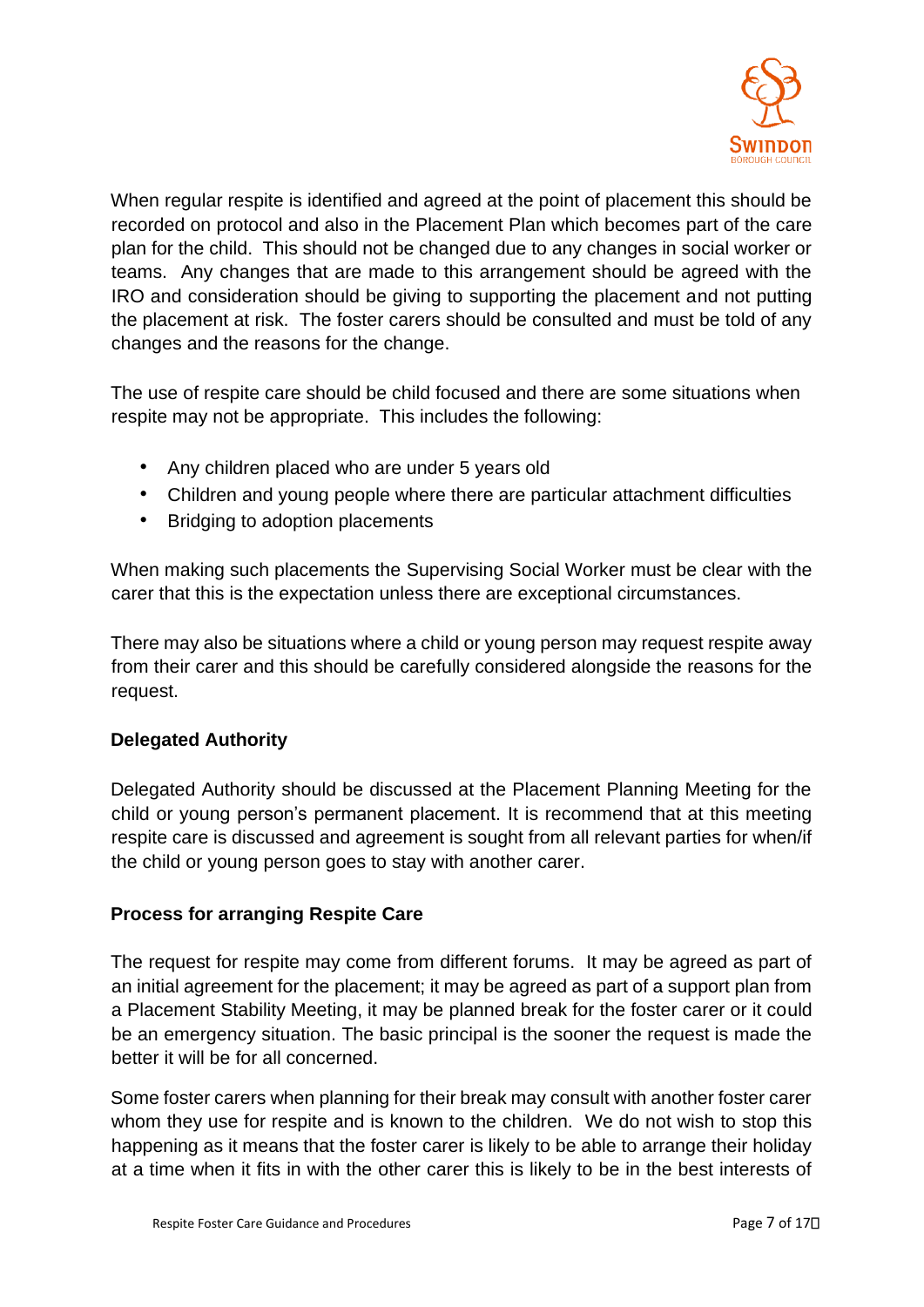When regular respite is identified and agreed at the point of placement this should be recorded on protocol and also in the Placement Plan which becomes part of the care plan for the child. This should not be changed due to any changes in social worker or teams. Any changes that are made to this arrangement should be agreed with the IRO and consideration should be giving to supporting the placement and not putting the placement at risk. The foster carers should be consulted and must be told of any changes and the reasons for the change.

The use of respite care should be child focused and there are some situations when respite may not be appropriate. This includes the following:

- Any children placed who are under 5 years old
- Children and young people where there are particular attachment difficulties
- Bridging to adoption placements

When making such placements the Supervising Social Worker must be clear with the carer that this is the expectation unless there are exceptional circumstances.

There may also be situations where a child or young person may request respite away from their carer and this should be carefully considered alongside the reasons for the request.

**Delegated Authority**

Delegated Authority should be discussed at the Placement Planning Meeting for the child or young person's permanent placement. It is recommend that at this meeting respite care is discussed and agreement is sought from all relevant parties for when/if the child or young person goes to stay with another carer.

**Process for arranging Respite Care**

The request for respite may come from different forums. It may be agreed as part of an initial agreement for the placement; it may be agreed as part of a support plan from a Placement Stability Meeting, it may be planned break for the foster carer or it could be an emergency situation. The basic principal is the sooner the request is made the better it will be for all concerned.

Some foster carers when planning for their break may consult with another foster carer whom they use for respite and is known to the children. We do not wish to stop this happening as it means that the foster carer is likely to be able to arrange their holiday at a time when it fits in with the other carer this is likely to be in the best interests of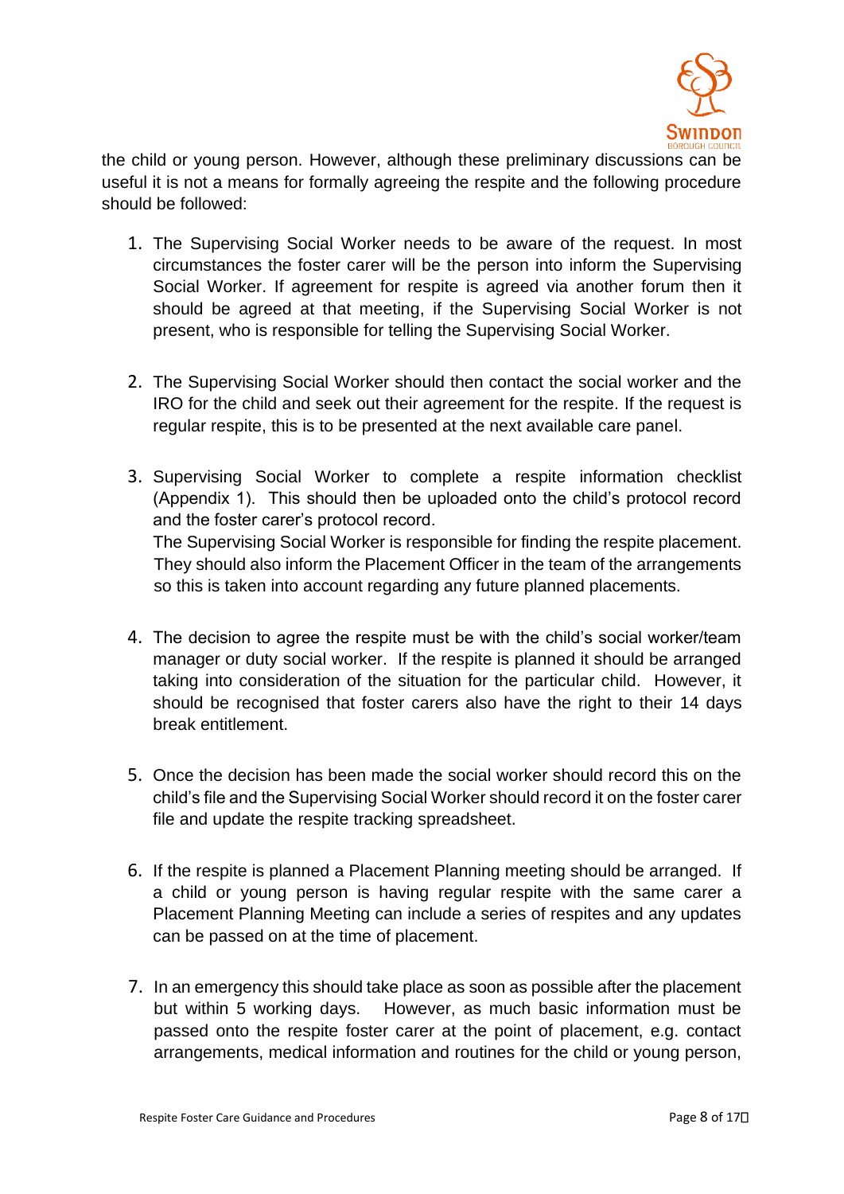the child or young person. However, although these preliminary discussions can be useful it is not a means for formally agreeing the respite and the following procedure should be followed:

1. The Supervising Social Worker needs to be aware of the request. In most circumstances the foster carer will be the person into inform the Supervising Social Worker. If agreement for respite is agreed via another forum then it should be agreed at that meeting, if the Supervising Social Worker is not present, who is responsible for telling the Supervising Social Worker.

2. The Supervising Social Worker should then contact the social worker and the IRO for the child and seek out their agreement for the respite. If the request is regular respite, this is to be presented at the next available care panel.

3. Supervising Social Worker to complete a respite information checklist (Appendix 1). This should then be uploaded onto the child's protocol record and the foster carer's protocol record.
   The Supervising Social Worker is responsible for finding the respite placement. They should also inform the Placement Officer in the team of the arrangements so this is taken into account regarding any future planned placements.

4. The decision to agree the respite must be with the child's social worker/team manager or duty social worker. If the respite is planned it should be arranged taking into consideration of the situation for the particular child. However, it should be recognised that foster carers also have the right to their 14 days break entitlement.

5. Once the decision has been made the social worker should record this on the child's file and the Supervising Social Worker should record it on the foster carer file and update the respite tracking spreadsheet.

6. If the respite is planned a Placement Planning meeting should be arranged. If a child or young person is having regular respite with the same carer a Placement Planning Meeting can include a series of respites and any updates can be passed on at the time of placement.

7. In an emergency this should take place as soon as possible after the placement but within 5 working days. However, as much basic information must be passed onto the respite foster carer at the point of placement, e.g. contact arrangements, medical information and routines for the child or young person,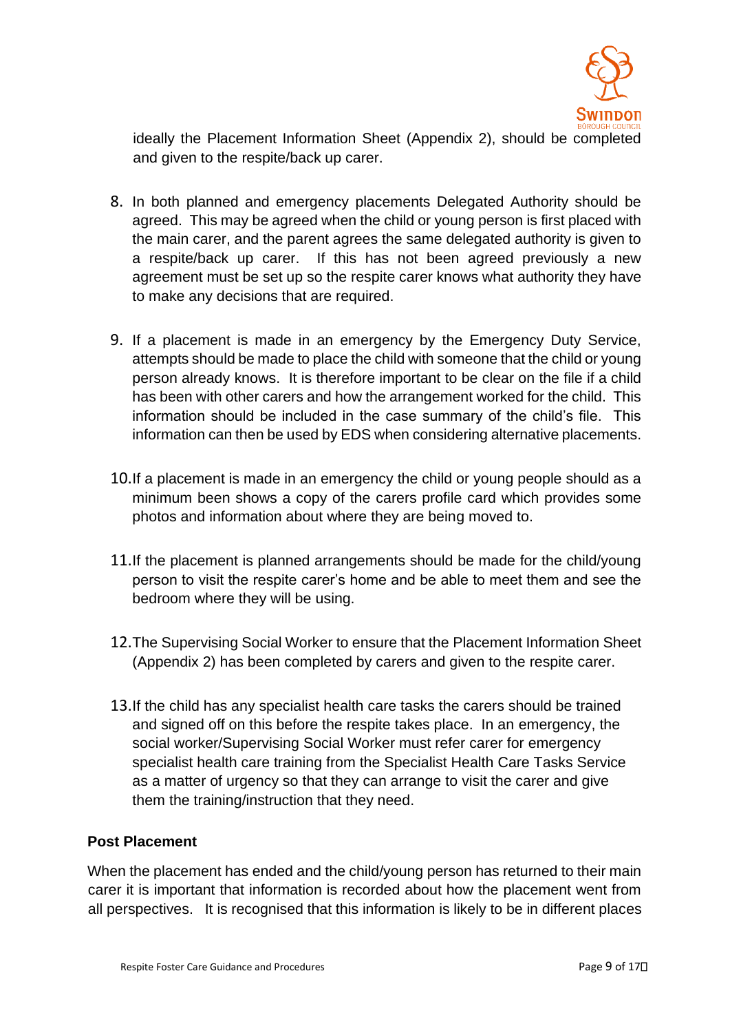ideally the Placement Information Sheet (Appendix 2), should be completed and given to the respite/back up carer.

8. In both planned and emergency placements Delegated Authority should be agreed. This may be agreed when the child or young person is first placed with the main carer, and the parent agrees the same delegated authority is given to a respite/back up carer. If this has not been agreed previously a new agreement must be set up so the respite carer knows what authority they have to make any decisions that are required.

9. If a placement is made in an emergency by the Emergency Duty Service, attempts should be made to place the child with someone that the child or young person already knows. It is therefore important to be clear on the file if a child has been with other carers and how the arrangement worked for the child. This information should be included in the case summary of the child's file. This information can then be used by EDS when considering alternative placements.

10. If a placement is made in an emergency the child or young people should as a minimum been shows a copy of the carers profile card which provides some photos and information about where they are being moved to.

11. If the placement is planned arrangements should be made for the child/young person to visit the respite carer's home and be able to meet them and see the bedroom where they will be using.

12. The Supervising Social Worker to ensure that the Placement Information Sheet (Appendix 2) has been completed by carers and given to the respite carer.

13. If the child has any specialist health care tasks the carers should be trained and signed off on this before the respite takes place. In an emergency, the social worker/Supervising Social Worker must refer carer for emergency specialist health care training from the Specialist Health Care Tasks Service as a matter of urgency so that they can arrange to visit the carer and give them the training/instruction that they need.

**Post Placement**

When the placement has ended and the child/young person has returned to their main carer it is important that information is recorded about how the placement went from all perspectives. It is recognised that this information is likely to be in different places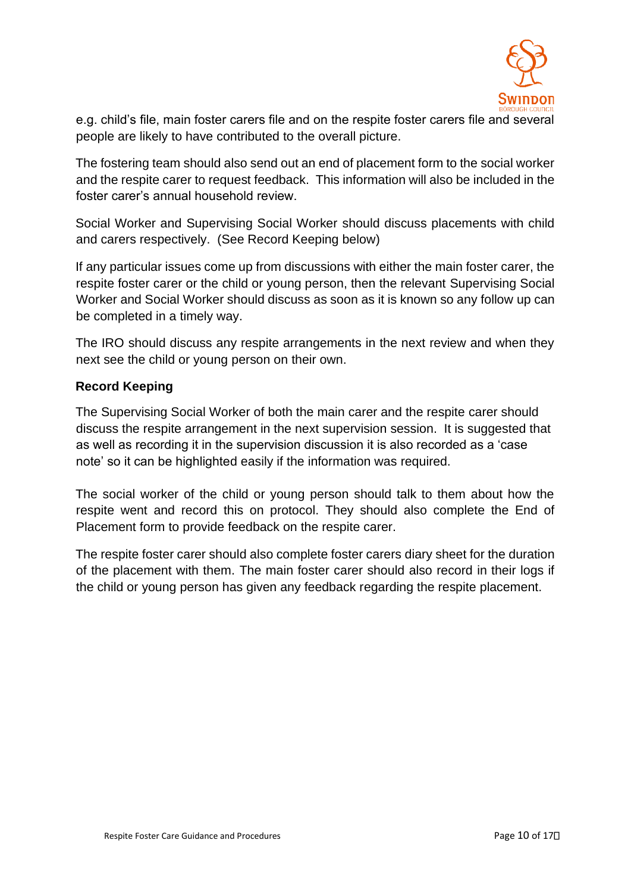e.g. child's file, main foster carers file and on the respite foster carers file and several people are likely to have contributed to the overall picture.

The fostering team should also send out an end of placement form to the social worker and the respite carer to request feedback.  This information will also be included in the foster carer's annual household review.

Social Worker and Supervising Social Worker should discuss placements with child and carers respectively.  (See Record Keeping below)

If any particular issues come up from discussions with either the main foster carer, the respite foster carer or the child or young person, then the relevant Supervising Social Worker and Social Worker should discuss as soon as it is known so any follow up can be completed in a timely way.

The IRO should discuss any respite arrangements in the next review and when they next see the child or young person on their own.

**Record Keeping**

The Supervising Social Worker of both the main carer and the respite carer should discuss the respite arrangement in the next supervision session.  It is suggested that as well as recording it in the supervision discussion it is also recorded as a 'case note' so it can be highlighted easily if the information was required.

The social worker of the child or young person should talk to them about how the respite went and record this on protocol. They should also complete the End of Placement form to provide feedback on the respite carer.

The respite foster carer should also complete foster carers diary sheet for the duration of the placement with them. The main foster carer should also record in their logs if the child or young person has given any feedback regarding the respite placement.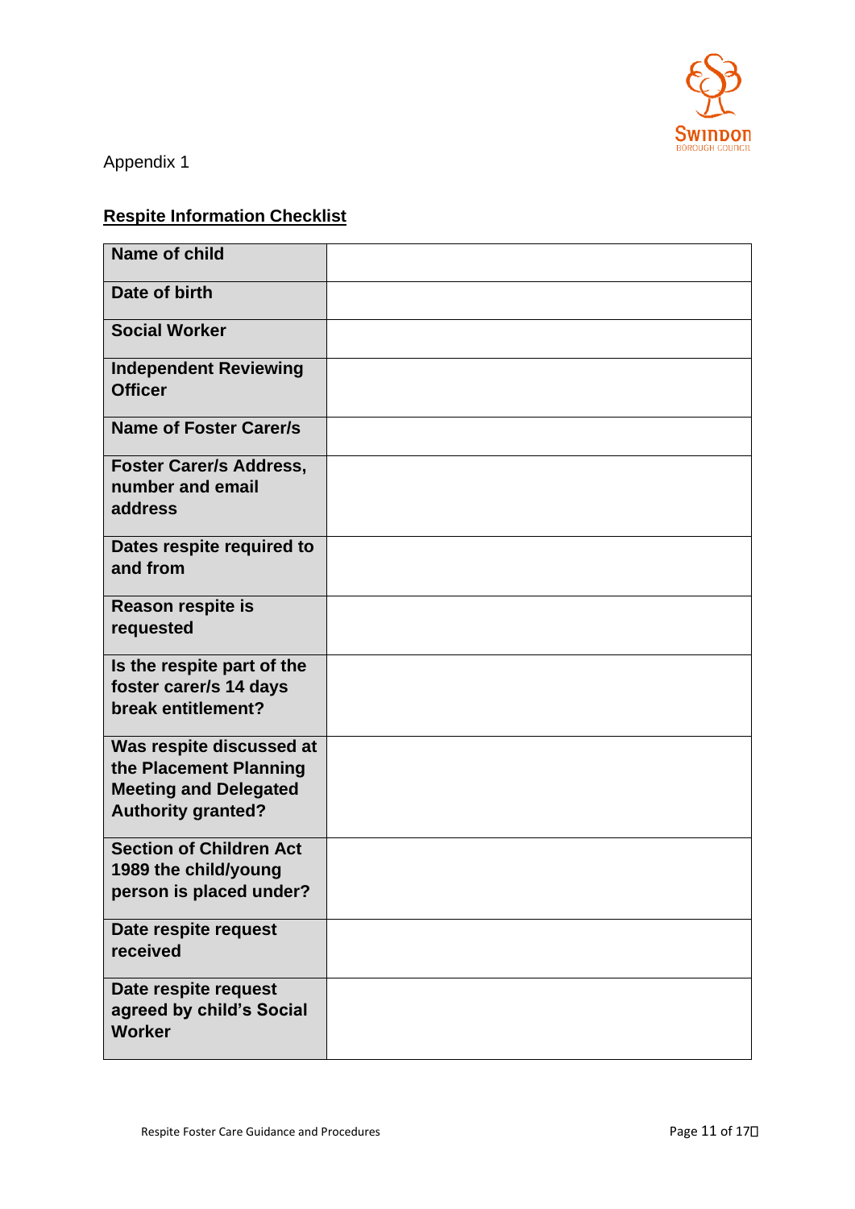Appendix 1

## Respite Information Checklist

| | |
|---|---|
| **Name of child** | |
| **Date of birth** | |
| **Social Worker** | |
| **Independent Reviewing Officer** | |
| **Name of Foster Carer/s** | |
| **Foster Carer/s Address, number and email address** | |
| **Dates respite required to and from** | |
| **Reason respite is requested** | |
| **Is the respite part of the foster carer/s 14 days break entitlement?** | |
| **Was respite discussed at the Placement Planning Meeting and Delegated Authority granted?** | |
| **Section of Children Act 1989 the child/young person is placed under?** | |
| **Date respite request received** | |
| **Date respite request agreed by child's Social Worker** | |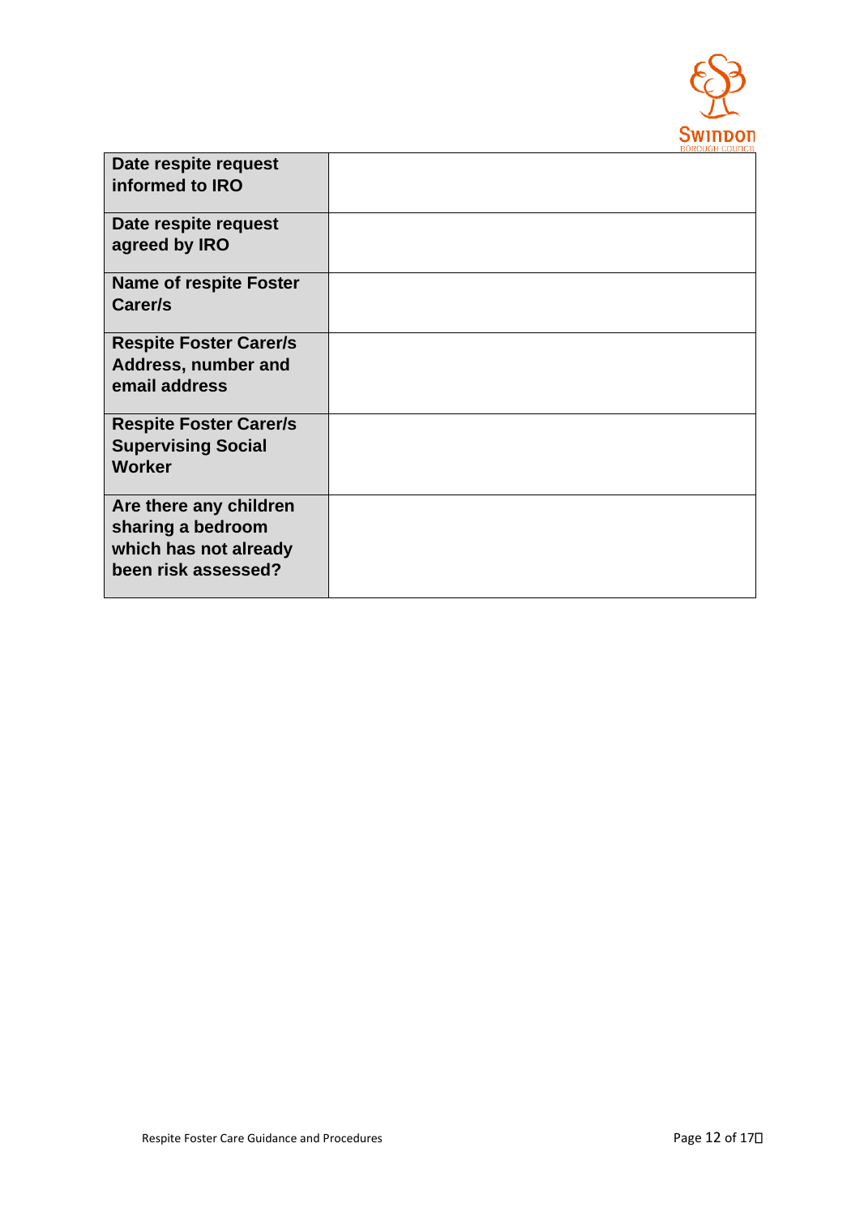| | |
|---|---|
| **Date respite request informed to IRO** | |
| **Date respite request agreed by IRO** | |
| **Name of respite Foster Carer/s** | |
| **Respite Foster Carer/s Address, number and email address** | |
| **Respite Foster Carer/s Supervising Social Worker** | |
| **Are there any children sharing a bedroom which has not already been risk assessed?** | |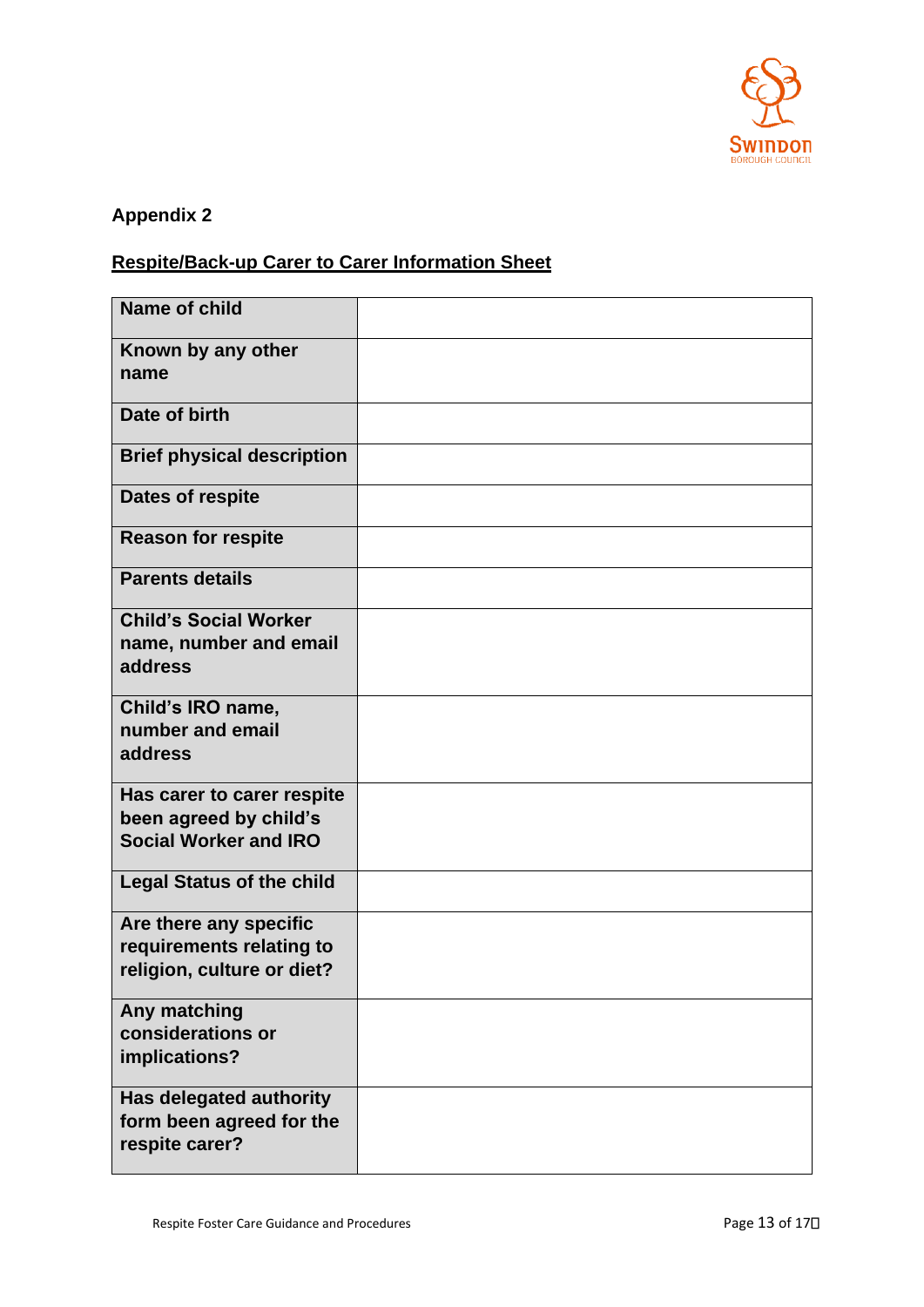## Appendix 2

## Respite/Back-up Carer to Carer Information Sheet

| Name of child | |
|---|---|
| Known by any other name | |
| Date of birth | |
| Brief physical description | |
| Dates of respite | |
| Reason for respite | |
| Parents details | |
| Child's Social Worker name, number and email address | |
| Child's IRO name, number and email address | |
| Has carer to carer respite been agreed by child's Social Worker and IRO | |
| Legal Status of the child | |
| Are there any specific requirements relating to religion, culture or diet? | |
| Any matching considerations or implications? | |
| Has delegated authority form been agreed for the respite carer? | |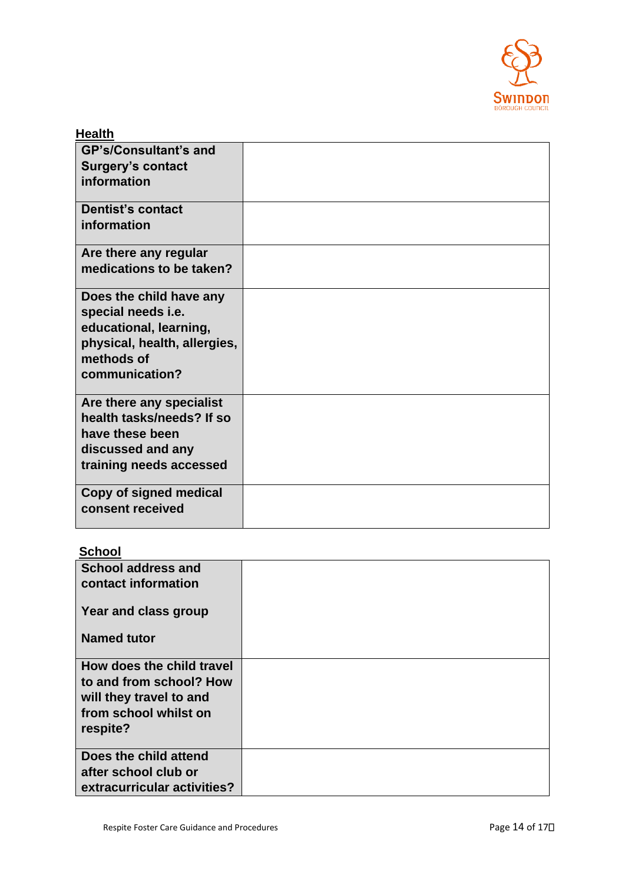**Health**

| | |
|---|---|
| **GP's/Consultant's and Surgery's contact information** | |
| **Dentist's contact information** | |
| **Are there any regular medications to be taken?** | |
| **Does the child have any special needs i.e. educational, learning, physical, health, allergies, methods of communication?** | |
| **Are there any specialist health tasks/needs? If so have these been discussed and any training needs accessed** | |
| **Copy of signed medical consent received** | |

**School**

| | |
|---|---|
| **School address and contact information**<br><br>**Year and class group**<br><br>**Named tutor** | |
| **How does the child travel to and from school? How will they travel to and from school whilst on respite?** | |
| **Does the child attend after school club or extracurricular activities?** | |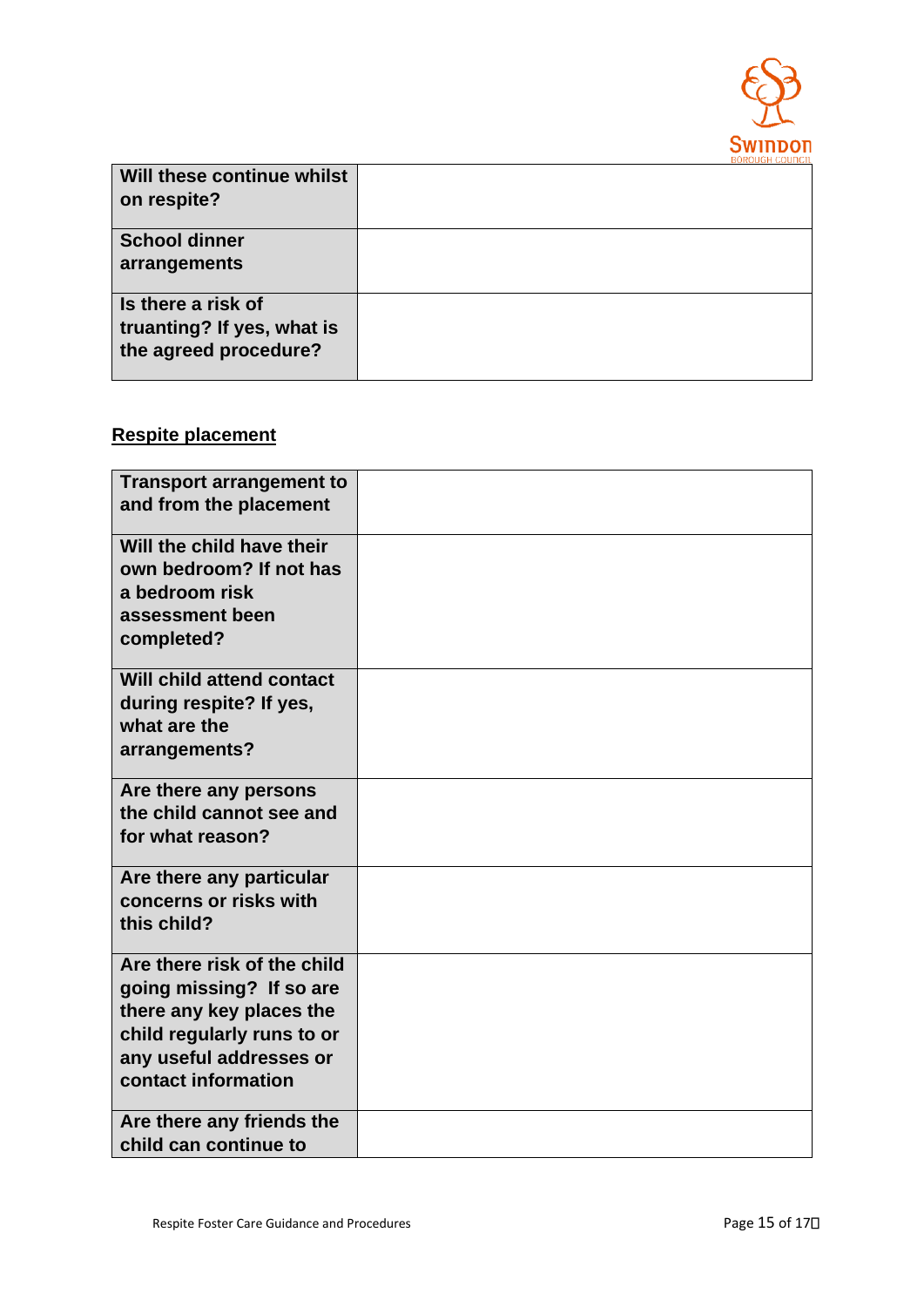| | |
|---|---|
| **Will these continue whilst on respite?** | |
| **School dinner arrangements** | |
| **Is there a risk of truanting? If yes, what is the agreed procedure?** | |

**Respite placement**

| | |
|---|---|
| **Transport arrangement to and from the placement** | |
| **Will the child have their own bedroom? If not has a bedroom risk assessment been completed?** | |
| **Will child attend contact during respite? If yes, what are the arrangements?** | |
| **Are there any persons the child cannot see and for what reason?** | |
| **Are there any particular concerns or risks with this child?** | |
| **Are there risk of the child going missing? If so are there any key places the child regularly runs to or any useful addresses or contact information** | |
| **Are there any friends the child can continue to** | |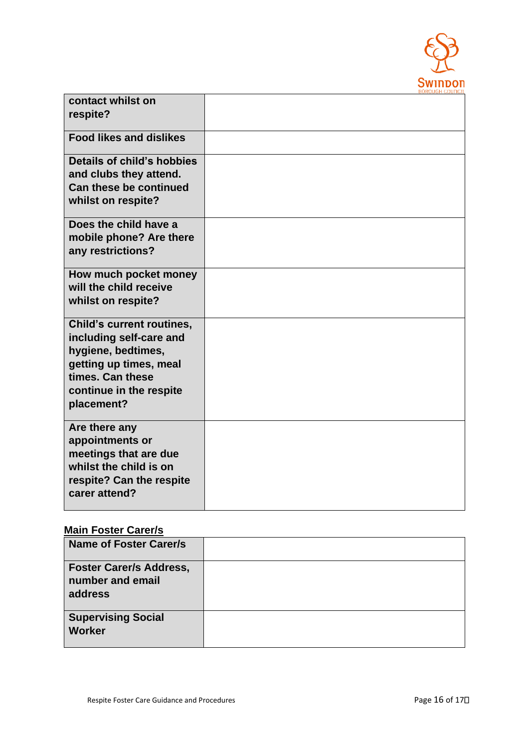| contact whilst on respite? | |
|---|---|
| **Food likes and dislikes** | |
| **Details of child's hobbies and clubs they attend. Can these be continued whilst on respite?** | |
| **Does the child have a mobile phone? Are there any restrictions?** | |
| **How much pocket money will the child receive whilst on respite?** | |
| **Child's current routines, including self-care and hygiene, bedtimes, getting up times, meal times. Can these continue in the respite placement?** | |
| **Are there any appointments or meetings that are due whilst the child is on respite? Can the respite carer attend?** | |

**Main Foster Carer/s**

| Name of Foster Carer/s | |
|---|---|
| **Foster Carer/s Address, number and email address** | |
| **Supervising Social Worker** | |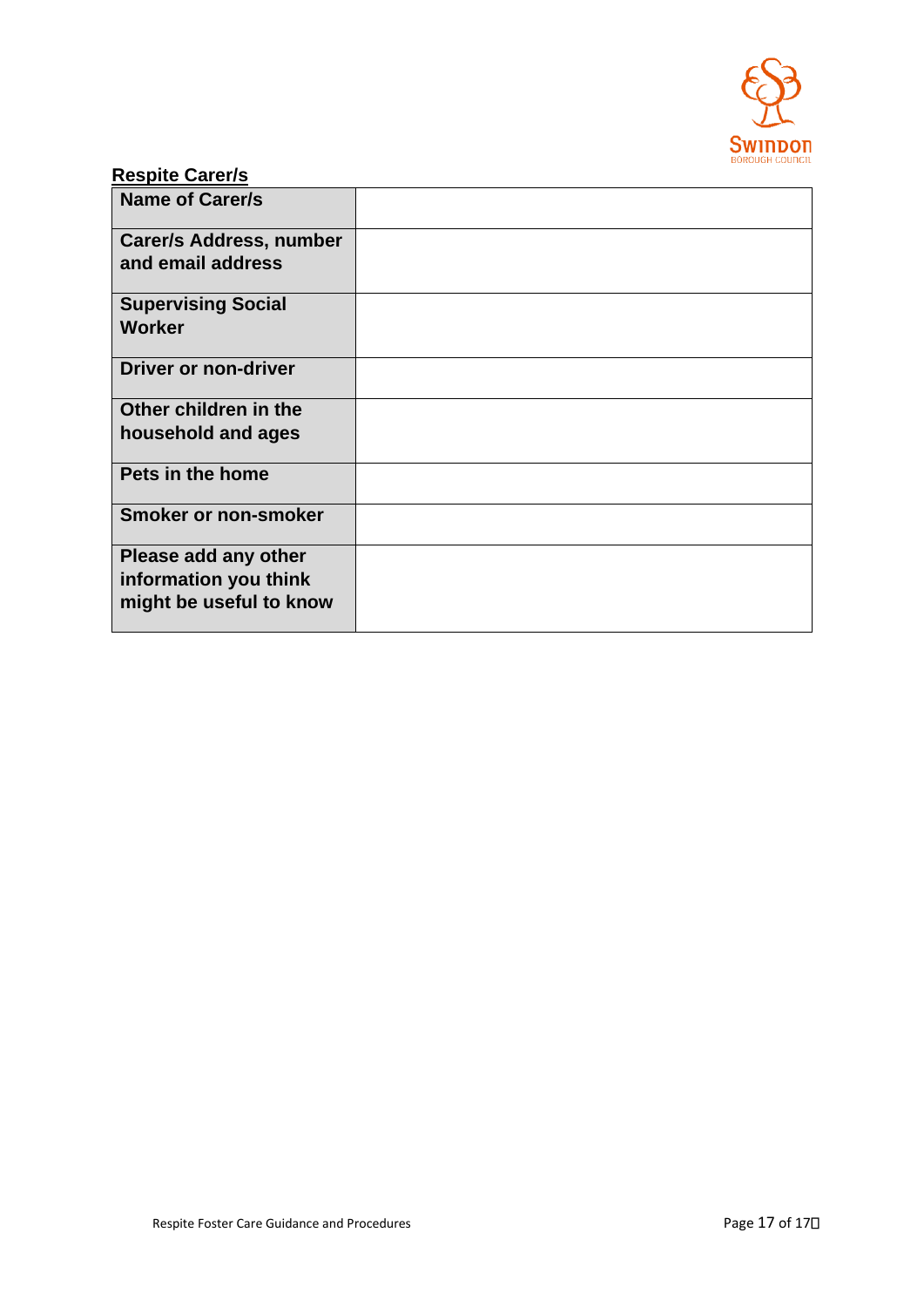**Respite Carer/s**

| | |
|---|---|
| **Name of Carer/s** | |
| **Carer/s Address, number and email address** | |
| **Supervising Social Worker** | |
| **Driver or non-driver** | |
| **Other children in the household and ages** | |
| **Pets in the home** | |
| **Smoker or non-smoker** | |
| **Please add any other information you think might be useful to know** | |